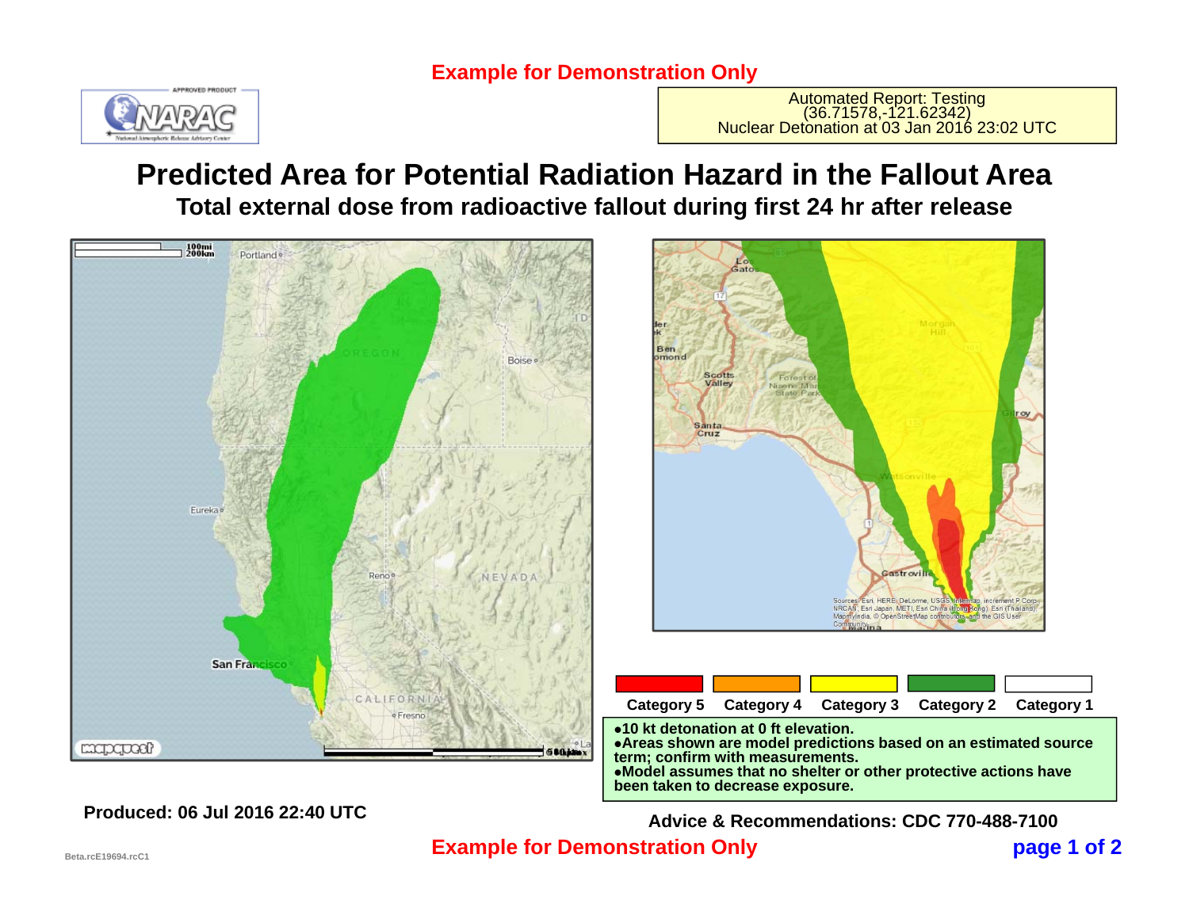**Example for Demonstration Only**

NARAC — National Atmospheric Release Advisory Center

Automated Report: Testing
(36.71578,-121.62342)
Nuclear Detonation at 03 Jan 2016 23:02 UTC

# Predicted Area for Potential Radiation Hazard in the Fallout Area

## Total external dose from radioactive fallout during first 24 hr after release

| Category 5 | Category 4 | Category 3 | Category 2 | Category 1 |
|---|---|---|---|---|

- 10 kt detonation at 0 ft elevation.
- Areas shown are model predictions based on an estimated source term; confirm with measurements.
- Model assumes that no shelter or other protective actions have been taken to decrease exposure.

**Produced: 06 Jul 2016 22:40 UTC**

**Advice & Recommendations: CDC 770-488-7100**

**Example for Demonstration Only**

Beta.rcE19694.rcC1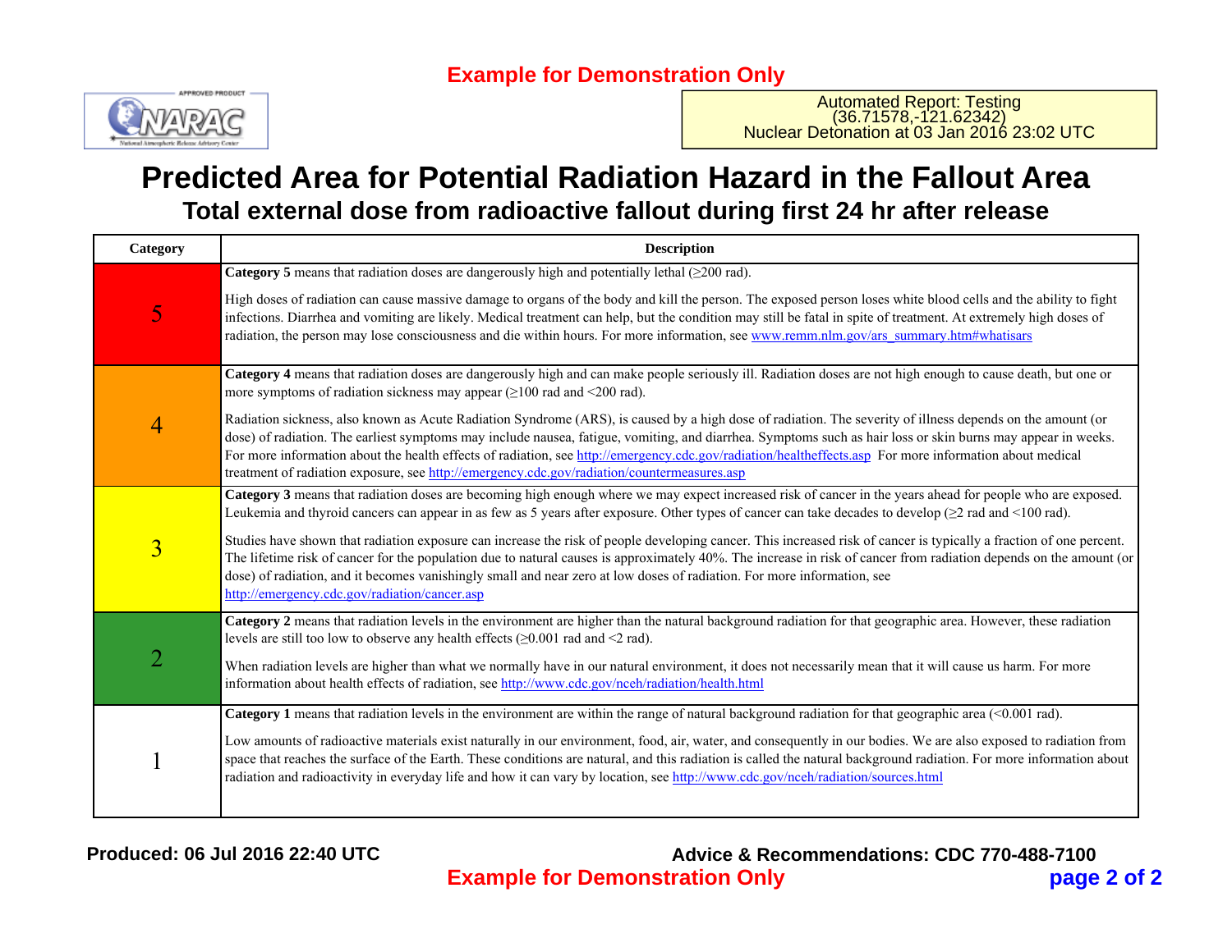Example for Demonstration Only

NARAC — National Atmospheric Release Advisory Center — APPROVED PRODUCT

Automated Report: Testing
(36.71578,-121.62342)
Nuclear Detonation at 03 Jan 2016 23:02 UTC

# Predicted Area for Potential Radiation Hazard in the Fallout Area

## Total external dose from radioactive fallout during first 24 hr after release

| Category | Description |
| --- | --- |
| 5 | **Category 5** means that radiation doses are dangerously high and potentially lethal (≥200 rad). High doses of radiation can cause massive damage to organs of the body and kill the person. The exposed person loses white blood cells and the ability to fight infections. Diarrhea and vomiting are likely. Medical treatment can help, but the condition may still be fatal in spite of treatment. At extremely high doses of radiation, the person may lose consciousness and die within hours. For more information, see www.remm.nlm.gov/ars_summary.htm#whatisars |
| 4 | **Category 4** means that radiation doses are dangerously high and can make people seriously ill. Radiation doses are not high enough to cause death, but one or more symptoms of radiation sickness may appear (≥100 rad and <200 rad). Radiation sickness, also known as Acute Radiation Syndrome (ARS), is caused by a high dose of radiation. The severity of illness depends on the amount (or dose) of radiation. The earliest symptoms may include nausea, fatigue, vomiting, and diarrhea. Symptoms such as hair loss or skin burns may appear in weeks. For more information about the health effects of radiation, see http://emergency.cdc.gov/radiation/healtheffects.asp For more information about medical treatment of radiation exposure, see http://emergency.cdc.gov/radiation/countermeasures.asp |
| 3 | **Category 3** means that radiation doses are becoming high enough where we may expect increased risk of cancer in the years ahead for people who are exposed. Leukemia and thyroid cancers can appear in as few as 5 years after exposure. Other types of cancer can take decades to develop (≥2 rad and <100 rad). Studies have shown that radiation exposure can increase the risk of people developing cancer. This increased risk of cancer is typically a fraction of one percent. The lifetime risk of cancer for the population due to natural causes is approximately 40%. The increase in risk of cancer from radiation depends on the amount (or dose) of radiation, and it becomes vanishingly small and near zero at low doses of radiation. For more information, see http://emergency.cdc.gov/radiation/cancer.asp |
| 2 | **Category 2** means that radiation levels in the environment are higher than the natural background radiation for that geographic area. However, these radiation levels are still too low to observe any health effects (≥0.001 rad and <2 rad). When radiation levels are higher than what we normally have in our natural environment, it does not necessarily mean that it will cause us harm. For more information about health effects of radiation, see http://www.cdc.gov/nceh/radiation/health.html |
| 1 | **Category 1** means that radiation levels in the environment are within the range of natural background radiation for that geographic area (<0.001 rad). Low amounts of radioactive materials exist naturally in our environment, food, air, water, and consequently in our bodies. We are also exposed to radiation from space that reaches the surface of the Earth. These conditions are natural, and this radiation is called the natural background radiation. For more information about radiation and radioactivity in everyday life and how it can vary by location, see http://www.cdc.gov/nceh/radiation/sources.html |

**Produced: 06 Jul 2016 22:40 UTC**

**Advice & Recommendations: CDC 770-488-7100**

Example for Demonstration Only